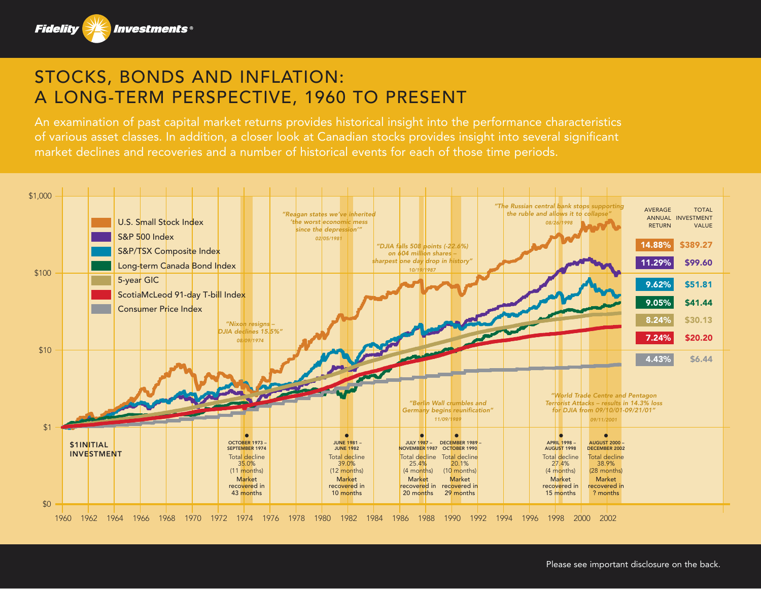# STOCKS, BONDS AND INFLATION: A LONG-TERM PERSPECTIVE, 1960 TO PRESENT

An examination of past capital market returns provides historical insight into the performance characteristics of various asset classes. In addition, a closer look at Canadian stocks provides insight into several significant market declines and recoveries and a number of historical events for each of those time periods.

| Index | Average Annual Return | Total Investment Value |
|---|---|---|
| U.S. Small Stock Index | 14.88% | $389.27 |
| S&P 500 Index | 11.29% | $99.60 |
| S&P/TSX Composite Index | 9.62% | $51.81 |
| Long-term Canada Bond Index | 9.05% | $41.44 |
| 5-year GIC | 8.24% | $30.13 |
| ScotiaMcLeod 91-day T-bill Index | 7.24% | $20.20 |
| Consumer Price Index | 4.43% | $6.44 |

$1 INITIAL INVESTMENT

*"Nixon resigns – DJIA declines 15.5%"* 08/09/1974

*"Reagan states we've inherited 'the worst economic mess since the depression'"* 02/05/1981

*"DJIA falls 508 points (-22.6%) on 604 million shares – sharpest one day drop in history"* 10/19/1987

*"Berlin Wall crumbles and Germany begins reunification"* 11/09/1989

*"The Russian central bank stops supporting the ruble and allows it to collapse"* 08/26/1998

*"World Trade Centre and Pentagon Terrorist Attacks – results in 14.3% loss for DJIA from 09/10/01-09/21/01"* 09/11/2001

| Period | Total decline | Duration | Market recovered in |
|---|---|---|---|
| October 1973 – September 1974 | 35.0% | 11 months | 43 months |
| June 1981 – June 1982 | 39.0% | 12 months | 10 months |
| July 1987 – November 1987 | 25.4% | 4 months | 20 months |
| December 1989 – October 1990 | 20.1% | 10 months | 29 months |
| April 1998 – August 1998 | 27.4% | 4 months | 15 months |
| August 2000 – December 2002 | 38.9% | 28 months | ? months |

Please see important disclosure on the back.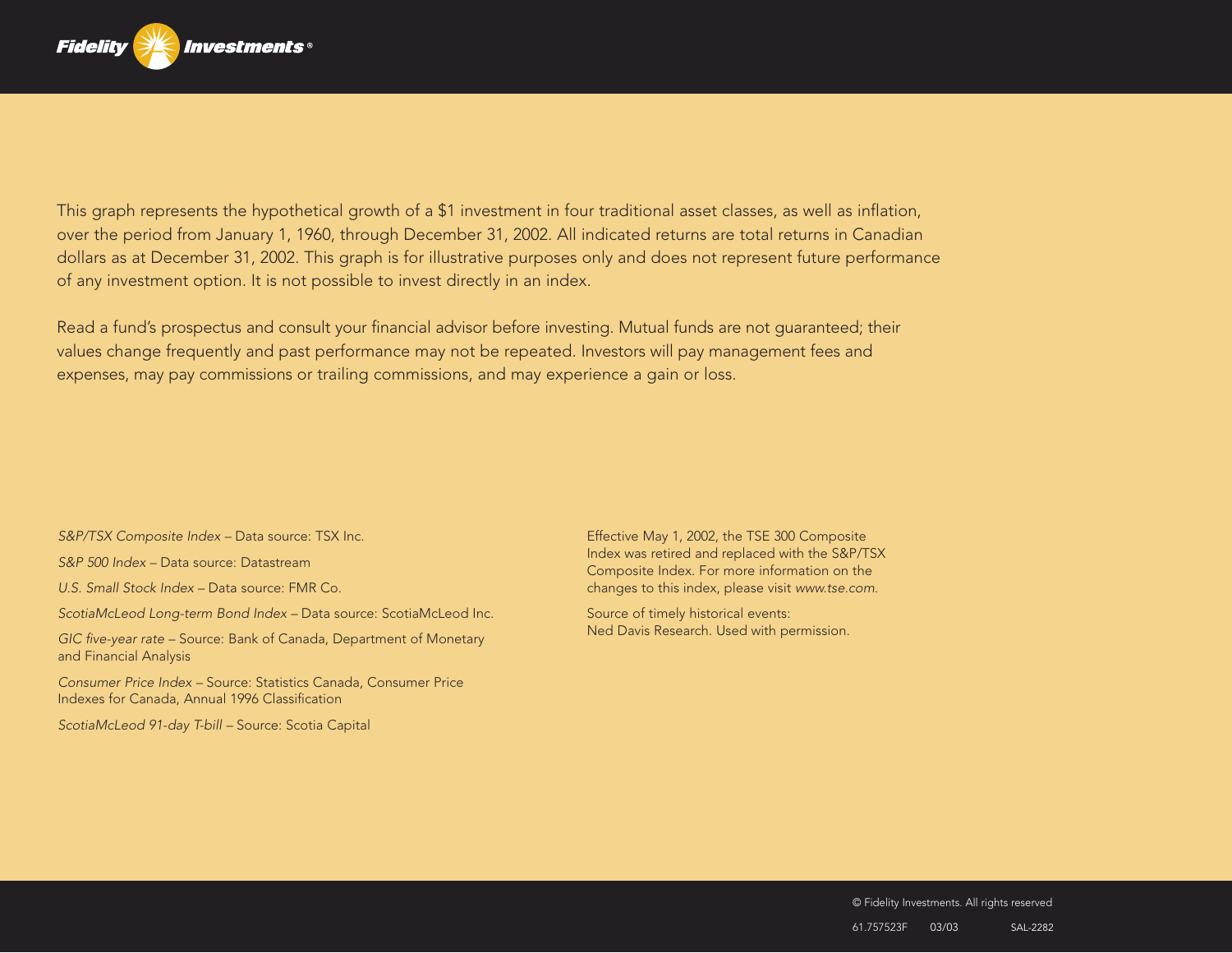Fidelity Investments®

This graph represents the hypothetical growth of a $1 investment in four traditional asset classes, as well as inflation, over the period from January 1, 1960, through December 31, 2002. All indicated returns are total returns in Canadian dollars as at December 31, 2002. This graph is for illustrative purposes only and does not represent future performance of any investment option. It is not possible to invest directly in an index.

Read a fund's prospectus and consult your financial advisor before investing. Mutual funds are not guaranteed; their values change frequently and past performance may not be repeated. Investors will pay management fees and expenses, may pay commissions or trailing commissions, and may experience a gain or loss.

*S&P/TSX Composite Index* – Data source: TSX Inc.

*S&P 500 Index* – Data source: Datastream

*U.S. Small Stock Index* – Data source: FMR Co.

*ScotiaMcLeod Long-term Bond Index* – Data source: ScotiaMcLeod Inc.

*GIC five-year rate* – Source: Bank of Canada, Department of Monetary and Financial Analysis

*Consumer Price Index* – Source: Statistics Canada, Consumer Price Indexes for Canada, Annual 1996 Classification

*ScotiaMcLeod 91-day T-bill* – Source: Scotia Capital

Effective May 1, 2002, the TSE 300 Composite Index was retired and replaced with the S&P/TSX Composite Index. For more information on the changes to this index, please visit *www.tse.com*.

Source of timely historical events:
Ned Davis Research. Used with permission.

© Fidelity Investments. All rights reserved

61.757523F 03/03 SAL-2282